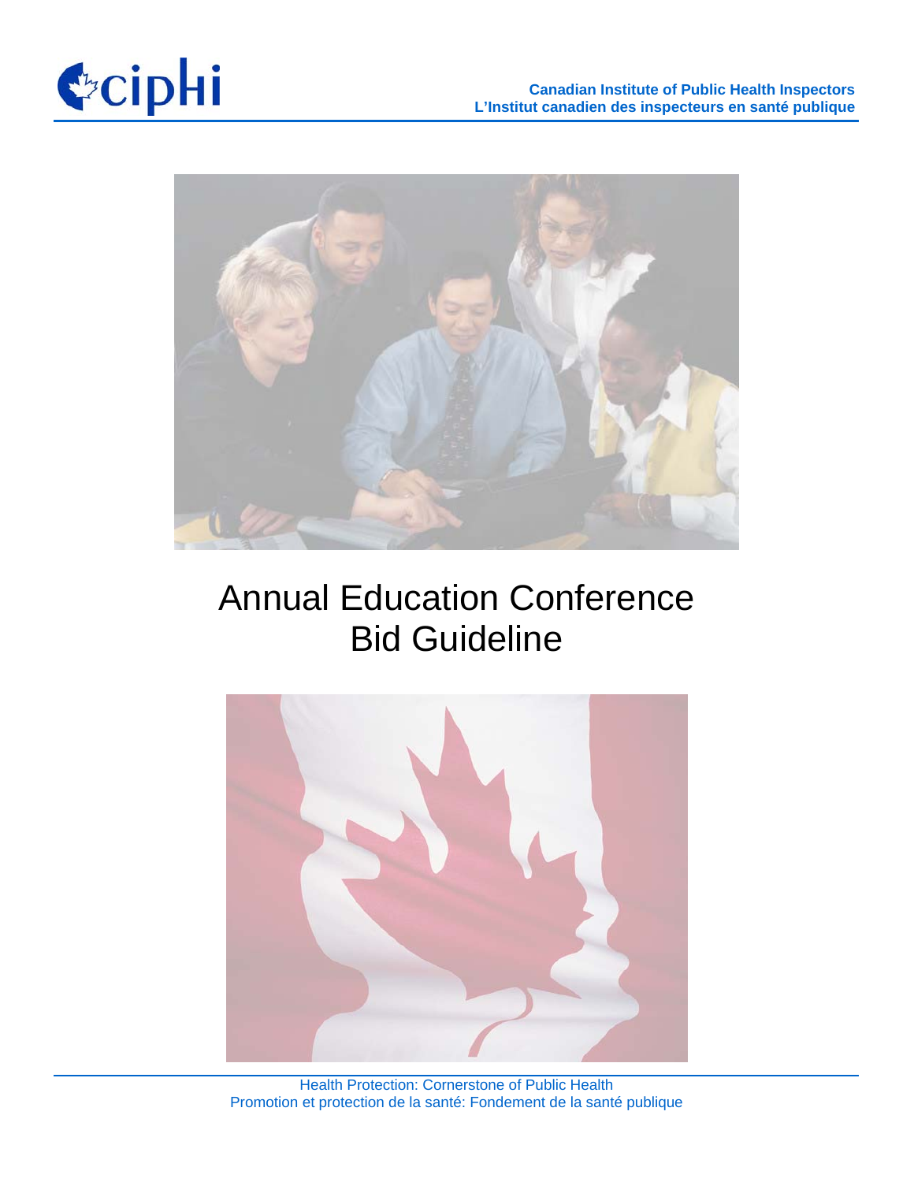Canadian Institute of Public Health Inspectors
L'Institut canadien des inspecteurs en santé publique

# Annual Education Conference Bid Guideline

Health Protection: Cornerstone of Public Health
Promotion et protection de la santé: Fondement de la santé publique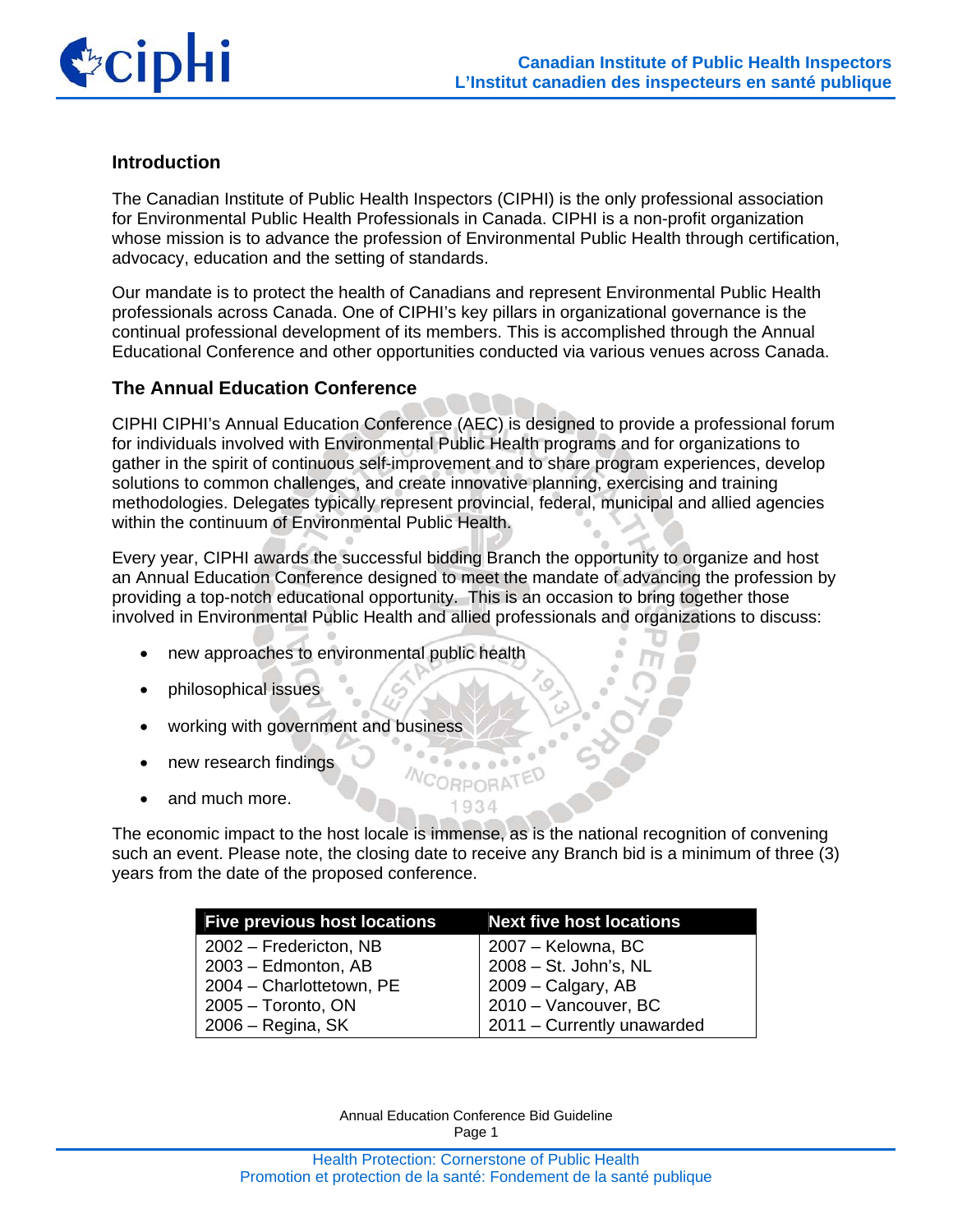## Introduction

The Canadian Institute of Public Health Inspectors (CIPHI) is the only professional association for Environmental Public Health Professionals in Canada. CIPHI is a non-profit organization whose mission is to advance the profession of Environmental Public Health through certification, advocacy, education and the setting of standards.

Our mandate is to protect the health of Canadians and represent Environmental Public Health professionals across Canada. One of CIPHI's key pillars in organizational governance is the continual professional development of its members. This is accomplished through the Annual Educational Conference and other opportunities conducted via various venues across Canada.

## The Annual Education Conference

CIPHI CIPHI's Annual Education Conference (AEC) is designed to provide a professional forum for individuals involved with Environmental Public Health programs and for organizations to gather in the spirit of continuous self-improvement and to share program experiences, develop solutions to common challenges, and create innovative planning, exercising and training methodologies. Delegates typically represent provincial, federal, municipal and allied agencies within the continuum of Environmental Public Health.

Every year, CIPHI awards the successful bidding Branch the opportunity to organize and host an Annual Education Conference designed to meet the mandate of advancing the profession by providing a top-notch educational opportunity. This is an occasion to bring together those involved in Environmental Public Health and allied professionals and organizations to discuss:

- new approaches to environmental public health
- philosophical issues
- working with government and business
- new research findings
- and much more.

The economic impact to the host locale is immense, as is the national recognition of convening such an event. Please note, the closing date to receive any Branch bid is a minimum of three (3) years from the date of the proposed conference.

| Five previous host locations | Next five host locations |
|---|---|
| 2002 – Fredericton, NB | 2007 – Kelowna, BC |
| 2003 – Edmonton, AB | 2008 – St. John's, NL |
| 2004 – Charlottetown, PE | 2009 – Calgary, AB |
| 2005 – Toronto, ON | 2010 – Vancouver, BC |
| 2006 – Regina, SK | 2011 – Currently unawarded |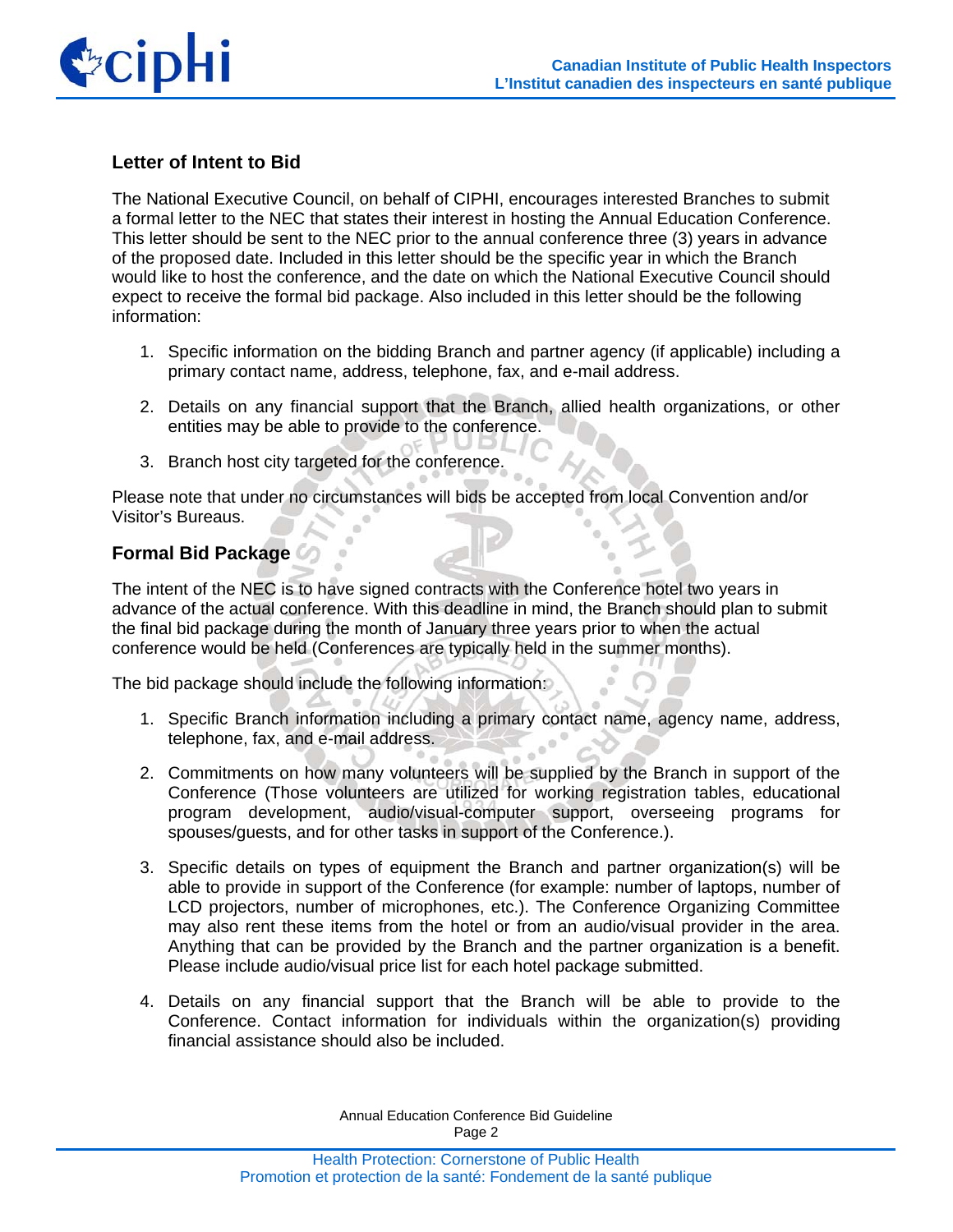## Letter of Intent to Bid

The National Executive Council, on behalf of CIPHI, encourages interested Branches to submit a formal letter to the NEC that states their interest in hosting the Annual Education Conference. This letter should be sent to the NEC prior to the annual conference three (3) years in advance of the proposed date. Included in this letter should be the specific year in which the Branch would like to host the conference, and the date on which the National Executive Council should expect to receive the formal bid package. Also included in this letter should be the following information:

1. Specific information on the bidding Branch and partner agency (if applicable) including a primary contact name, address, telephone, fax, and e-mail address.

2. Details on any financial support that the Branch, allied health organizations, or other entities may be able to provide to the conference.

3. Branch host city targeted for the conference.

Please note that under no circumstances will bids be accepted from local Convention and/or Visitor's Bureaus.

## Formal Bid Package

The intent of the NEC is to have signed contracts with the Conference hotel two years in advance of the actual conference. With this deadline in mind, the Branch should plan to submit the final bid package during the month of January three years prior to when the actual conference would be held (Conferences are typically held in the summer months).

The bid package should include the following information:

1. Specific Branch information including a primary contact name, agency name, address, telephone, fax, and e-mail address.

2. Commitments on how many volunteers will be supplied by the Branch in support of the Conference (Those volunteers are utilized for working registration tables, educational program development, audio/visual-computer support, overseeing programs for spouses/guests, and for other tasks in support of the Conference.).

3. Specific details on types of equipment the Branch and partner organization(s) will be able to provide in support of the Conference (for example: number of laptops, number of LCD projectors, number of microphones, etc.). The Conference Organizing Committee may also rent these items from the hotel or from an audio/visual provider in the area. Anything that can be provided by the Branch and the partner organization is a benefit. Please include audio/visual price list for each hotel package submitted.

4. Details on any financial support that the Branch will be able to provide to the Conference. Contact information for individuals within the organization(s) providing financial assistance should also be included.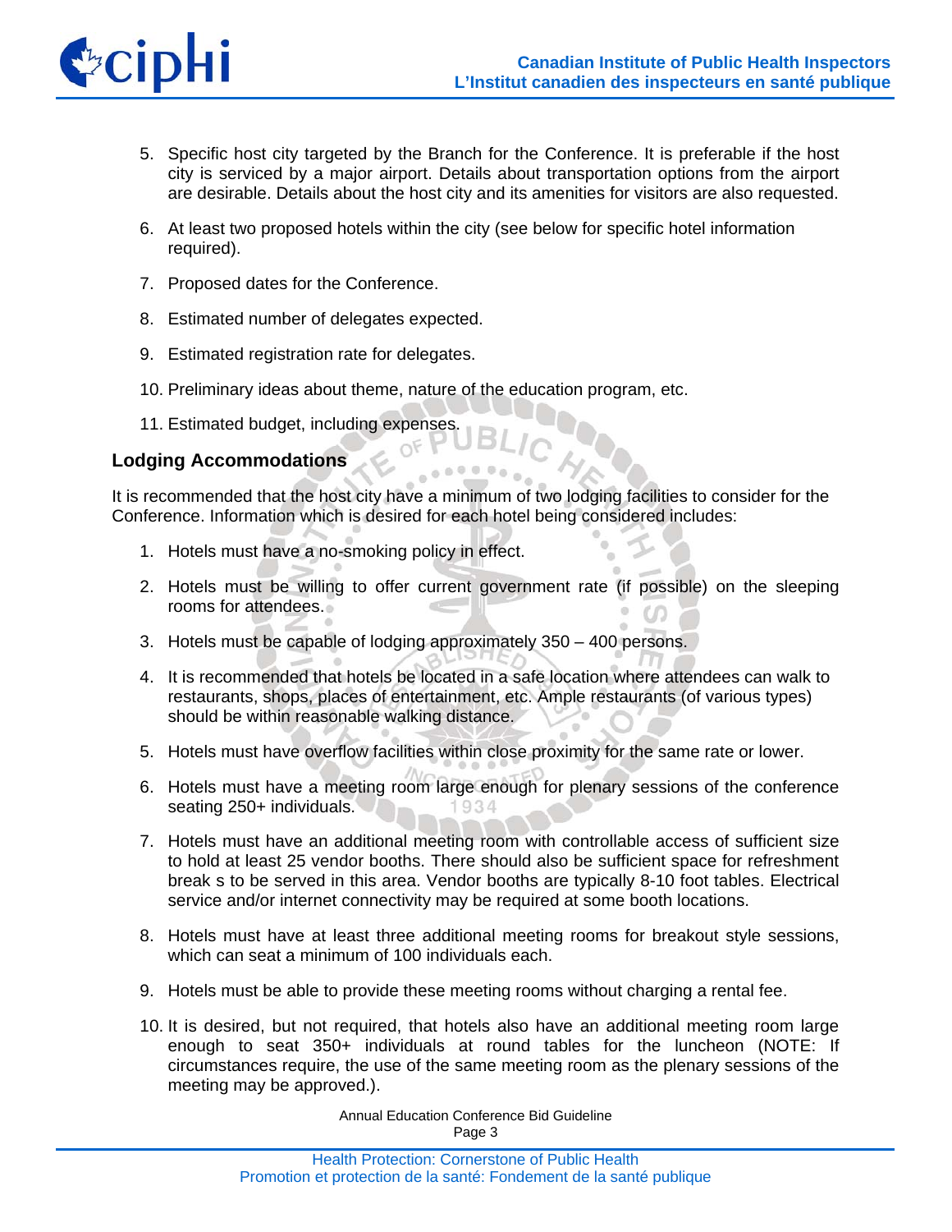5. Specific host city targeted by the Branch for the Conference. It is preferable if the host city is serviced by a major airport. Details about transportation options from the airport are desirable. Details about the host city and its amenities for visitors are also requested.

6. At least two proposed hotels within the city (see below for specific hotel information required).

7. Proposed dates for the Conference.

8. Estimated number of delegates expected.

9. Estimated registration rate for delegates.

10. Preliminary ideas about theme, nature of the education program, etc.

11. Estimated budget, including expenses.

### Lodging Accommodations

It is recommended that the host city have a minimum of two lodging facilities to consider for the Conference. Information which is desired for each hotel being considered includes:

1. Hotels must have a no-smoking policy in effect.

2. Hotels must be willing to offer current government rate (if possible) on the sleeping rooms for attendees.

3. Hotels must be capable of lodging approximately 350 – 400 persons.

4. It is recommended that hotels be located in a safe location where attendees can walk to restaurants, shops, places of entertainment, etc. Ample restaurants (of various types) should be within reasonable walking distance.

5. Hotels must have overflow facilities within close proximity for the same rate or lower.

6. Hotels must have a meeting room large enough for plenary sessions of the conference seating 250+ individuals.

7. Hotels must have an additional meeting room with controllable access of sufficient size to hold at least 25 vendor booths. There should also be sufficient space for refreshment break s to be served in this area. Vendor booths are typically 8-10 foot tables. Electrical service and/or internet connectivity may be required at some booth locations.

8. Hotels must have at least three additional meeting rooms for breakout style sessions, which can seat a minimum of 100 individuals each.

9. Hotels must be able to provide these meeting rooms without charging a rental fee.

10. It is desired, but not required, that hotels also have an additional meeting room large enough to seat 350+ individuals at round tables for the luncheon (NOTE: If circumstances require, the use of the same meeting room as the plenary sessions of the meeting may be approved.).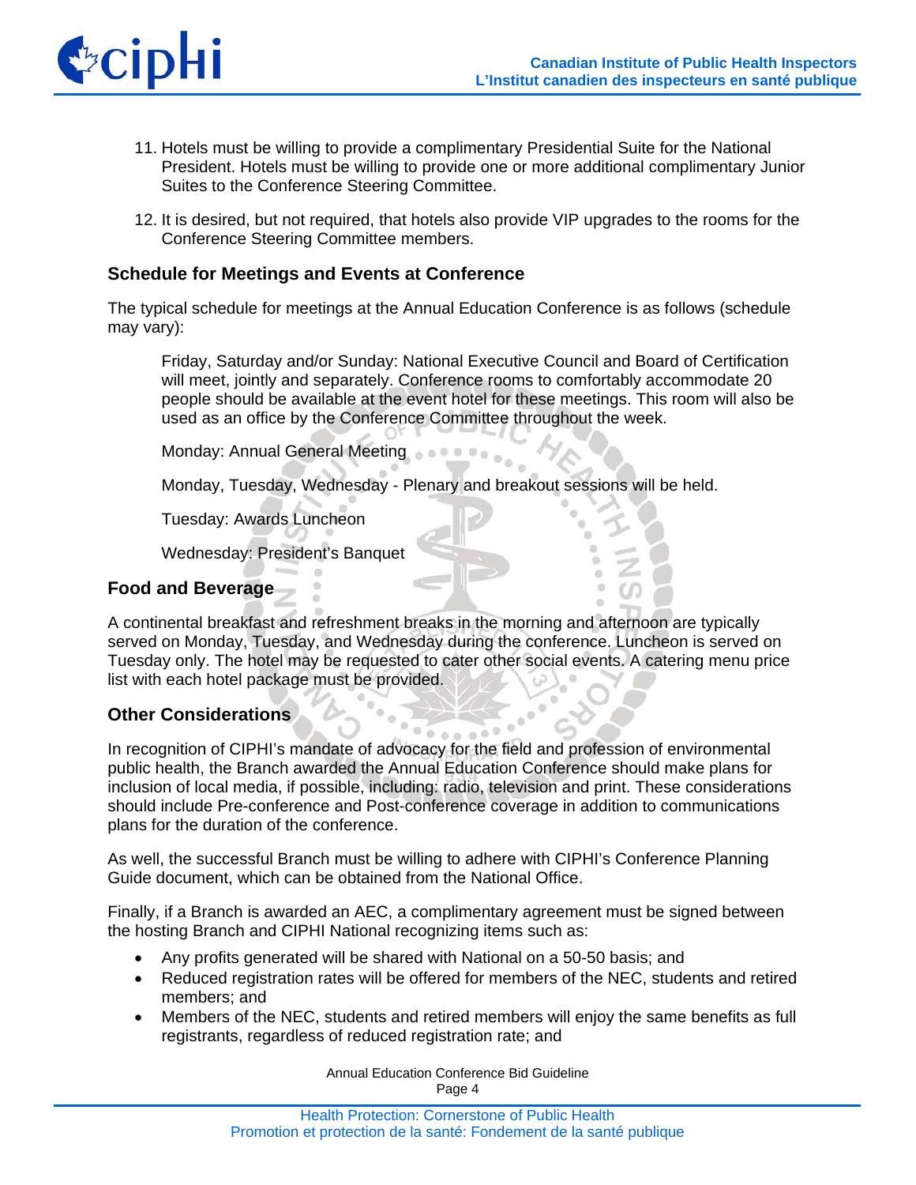11. Hotels must be willing to provide a complimentary Presidential Suite for the National President. Hotels must be willing to provide one or more additional complimentary Junior Suites to the Conference Steering Committee.

12. It is desired, but not required, that hotels also provide VIP upgrades to the rooms for the Conference Steering Committee members.

## Schedule for Meetings and Events at Conference

The typical schedule for meetings at the Annual Education Conference is as follows (schedule may vary):

Friday, Saturday and/or Sunday: National Executive Council and Board of Certification will meet, jointly and separately. Conference rooms to comfortably accommodate 20 people should be available at the event hotel for these meetings. This room will also be used as an office by the Conference Committee throughout the week.

Monday: Annual General Meeting

Monday, Tuesday, Wednesday - Plenary and breakout sessions will be held.

Tuesday: Awards Luncheon

Wednesday: President's Banquet

## Food and Beverage

A continental breakfast and refreshment breaks in the morning and afternoon are typically served on Monday, Tuesday, and Wednesday during the conference. Luncheon is served on Tuesday only. The hotel may be requested to cater other social events. A catering menu price list with each hotel package must be provided.

## Other Considerations

In recognition of CIPHI's mandate of advocacy for the field and profession of environmental public health, the Branch awarded the Annual Education Conference should make plans for inclusion of local media, if possible, including: radio, television and print. These considerations should include Pre-conference and Post-conference coverage in addition to communications plans for the duration of the conference.

As well, the successful Branch must be willing to adhere with CIPHI's Conference Planning Guide document, which can be obtained from the National Office.

Finally, if a Branch is awarded an AEC, a complimentary agreement must be signed between the hosting Branch and CIPHI National recognizing items such as:

- Any profits generated will be shared with National on a 50-50 basis; and
- Reduced registration rates will be offered for members of the NEC, students and retired members; and
- Members of the NEC, students and retired members will enjoy the same benefits as full registrants, regardless of reduced registration rate; and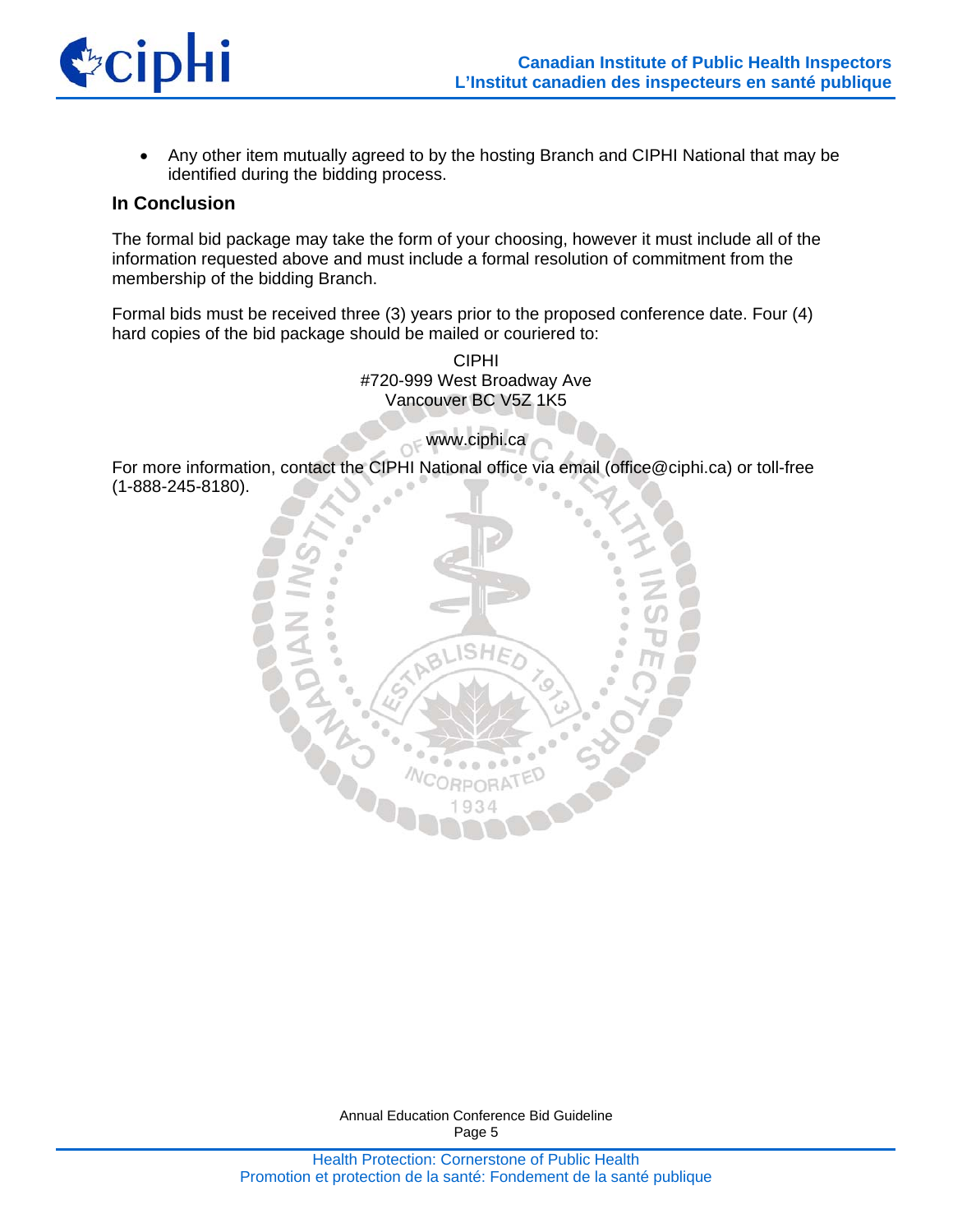- Any other item mutually agreed to by the hosting Branch and CIPHI National that may be identified during the bidding process.

## In Conclusion

The formal bid package may take the form of your choosing, however it must include all of the information requested above and must include a formal resolution of commitment from the membership of the bidding Branch.

Formal bids must be received three (3) years prior to the proposed conference date. Four (4) hard copies of the bid package should be mailed or couriered to:

CIPHI
#720-999 West Broadway Ave
Vancouver BC V5Z 1K5

www.ciphi.ca

For more information, contact the CIPHI National office via email (office@ciphi.ca) or toll-free (1-888-245-8180).